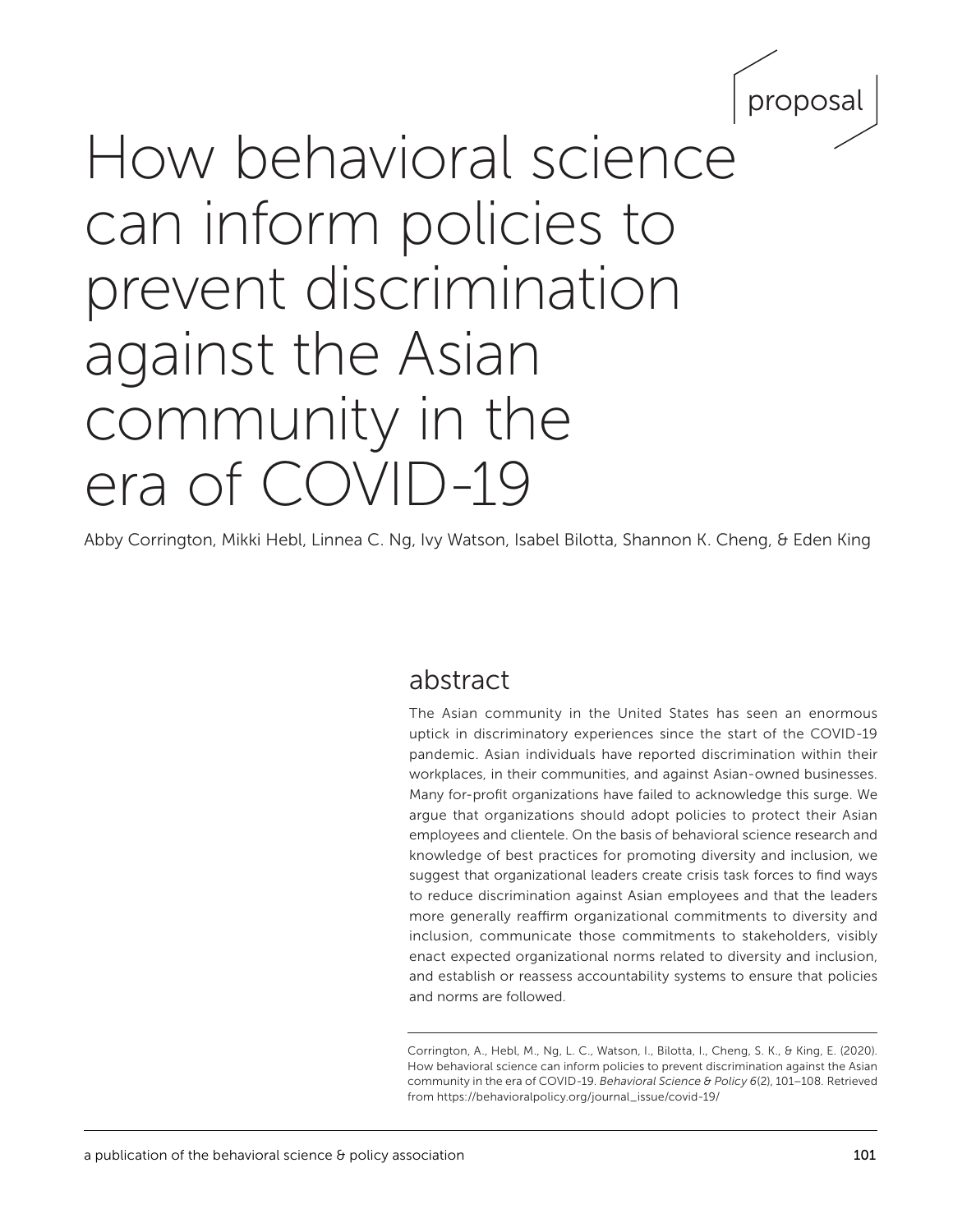proposal

# How behavioral science can inform policies to prevent discrimination against the Asian community in the era of COVID-19

Abby Corrington, Mikki Hebl, Linnea C. Ng, Ivy Watson, Isabel Bilotta, Shannon K. Cheng, & Eden King

## abstract

The Asian community in the United States has seen an enormous uptick in discriminatory experiences since the start of the COVID-19 pandemic. Asian individuals have reported discrimination within their workplaces, in their communities, and against Asian-owned businesses. Many for-profit organizations have failed to acknowledge this surge. We argue that organizations should adopt policies to protect their Asian employees and clientele. On the basis of behavioral science research and knowledge of best practices for promoting diversity and inclusion, we suggest that organizational leaders create crisis task forces to find ways to reduce discrimination against Asian employees and that the leaders more generally reaffirm organizational commitments to diversity and inclusion, communicate those commitments to stakeholders, visibly enact expected organizational norms related to diversity and inclusion, and establish or reassess accountability systems to ensure that policies and norms are followed.

Corrington, A., Hebl, M., Ng, L. C., Watson, I., Bilotta, I., Cheng, S. K., & King, E. (2020). How behavioral science can inform policies to prevent discrimination against the Asian community in the era of COVID-19. *Behavioral Science & Policy 6*(2), 101–108. Retrieved from https://behavioralpolicy.org/journal_issue/covid-19/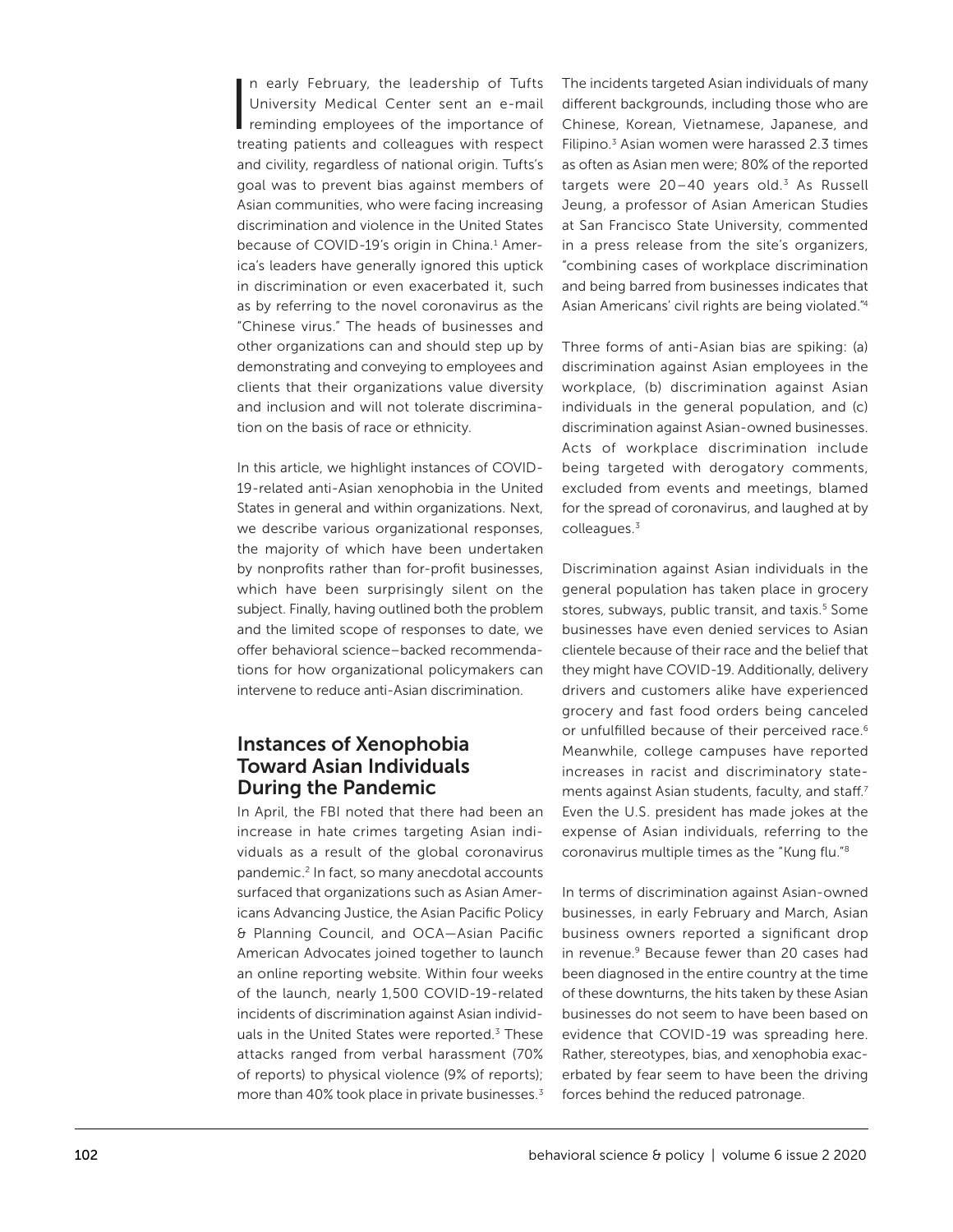In early February, the leadership of Tufts University Medical Center sent an e-mail reminding employees of the importance of treating patients and colleagues with respect and civility, regardless of national origin. Tufts's goal was to prevent bias against members of Asian communities, who were facing increasing discrimination and violence in the United States because of COVID-19's origin in China.[1] America's leaders have generally ignored this uptick in discrimination or even exacerbated it, such as by referring to the novel coronavirus as the "Chinese virus." The heads of businesses and other organizations can and should step up by demonstrating and conveying to employees and clients that their organizations value diversity and inclusion and will not tolerate discrimination on the basis of race or ethnicity.

In this article, we highlight instances of COVID-19-related anti-Asian xenophobia in the United States in general and within organizations. Next, we describe various organizational responses, the majority of which have been undertaken by nonprofits rather than for-profit businesses, which have been surprisingly silent on the subject. Finally, having outlined both the problem and the limited scope of responses to date, we offer behavioral science–backed recommendations for how organizational policymakers can intervene to reduce anti-Asian discrimination.

## Instances of Xenophobia Toward Asian Individuals During the Pandemic

In April, the FBI noted that there had been an increase in hate crimes targeting Asian individuals as a result of the global coronavirus pandemic.[2] In fact, so many anecdotal accounts surfaced that organizations such as Asian Americans Advancing Justice, the Asian Pacific Policy & Planning Council, and OCA—Asian Pacific American Advocates joined together to launch an online reporting website. Within four weeks of the launch, nearly 1,500 COVID-19-related incidents of discrimination against Asian individuals in the United States were reported.[3] These attacks ranged from verbal harassment (70% of reports) to physical violence (9% of reports); more than 40% took place in private businesses.[3] The incidents targeted Asian individuals of many different backgrounds, including those who are Chinese, Korean, Vietnamese, Japanese, and Filipino.[3] Asian women were harassed 2.3 times as often as Asian men were; 80% of the reported targets were 20–40 years old.[3] As Russell Jeung, a professor of Asian American Studies at San Francisco State University, commented in a press release from the site's organizers, "combining cases of workplace discrimination and being barred from businesses indicates that Asian Americans' civil rights are being violated."[4]

Three forms of anti-Asian bias are spiking: (a) discrimination against Asian employees in the workplace, (b) discrimination against Asian individuals in the general population, and (c) discrimination against Asian-owned businesses. Acts of workplace discrimination include being targeted with derogatory comments, excluded from events and meetings, blamed for the spread of coronavirus, and laughed at by colleagues.[3]

Discrimination against Asian individuals in the general population has taken place in grocery stores, subways, public transit, and taxis.[5] Some businesses have even denied services to Asian clientele because of their race and the belief that they might have COVID-19. Additionally, delivery drivers and customers alike have experienced grocery and fast food orders being canceled or unfulfilled because of their perceived race.[6] Meanwhile, college campuses have reported increases in racist and discriminatory statements against Asian students, faculty, and staff.[7] Even the U.S. president has made jokes at the expense of Asian individuals, referring to the coronavirus multiple times as the "Kung flu."[8]

In terms of discrimination against Asian-owned businesses, in early February and March, Asian business owners reported a significant drop in revenue.[9] Because fewer than 20 cases had been diagnosed in the entire country at the time of these downturns, the hits taken by these Asian businesses do not seem to have been based on evidence that COVID-19 was spreading here. Rather, stereotypes, bias, and xenophobia exacerbated by fear seem to have been the driving forces behind the reduced patronage.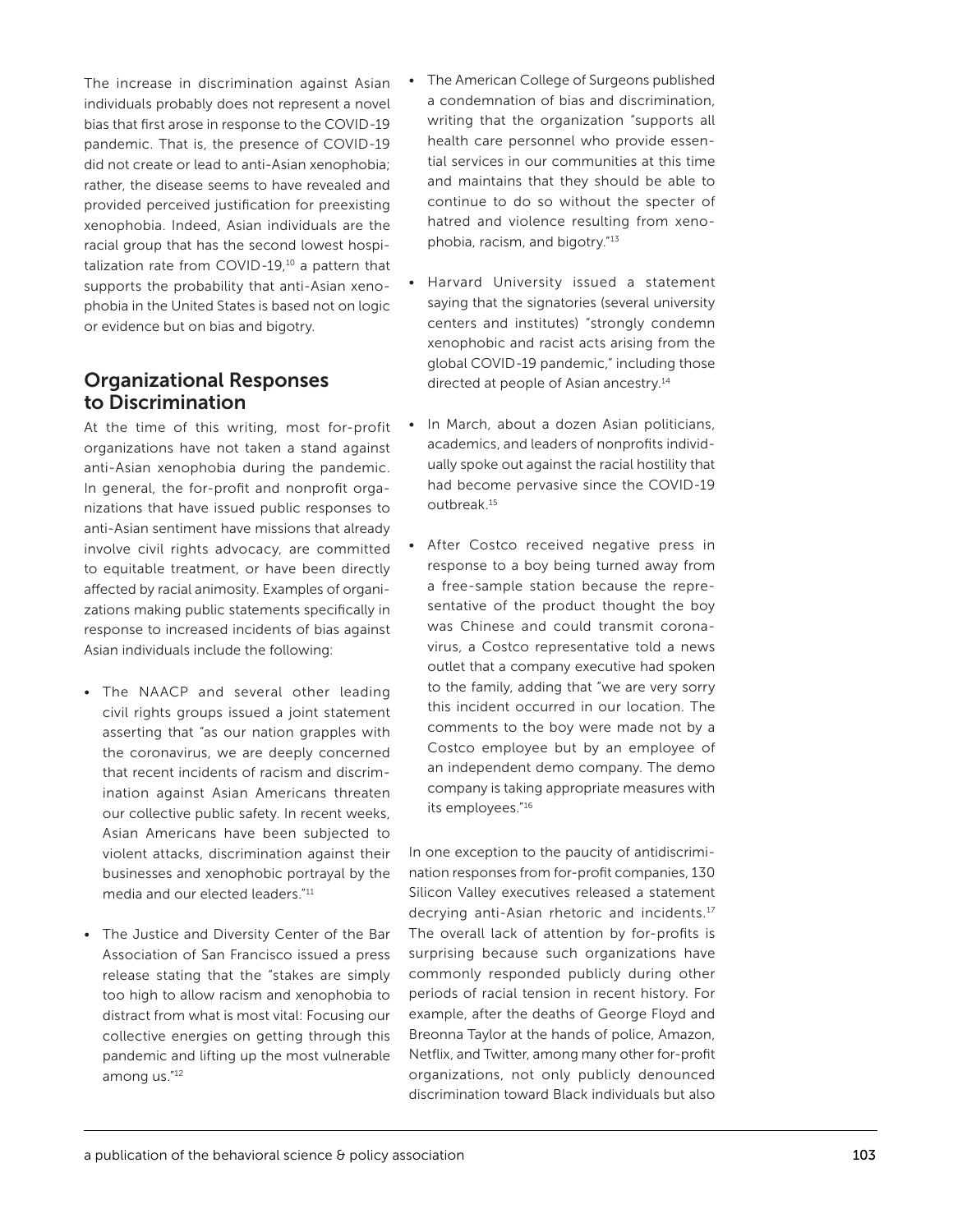The increase in discrimination against Asian individuals probably does not represent a novel bias that first arose in response to the COVID-19 pandemic. That is, the presence of COVID-19 did not create or lead to anti-Asian xenophobia; rather, the disease seems to have revealed and provided perceived justification for preexisting xenophobia. Indeed, Asian individuals are the racial group that has the second lowest hospitalization rate from COVID-19,[10] a pattern that supports the probability that anti-Asian xenophobia in the United States is based not on logic or evidence but on bias and bigotry.

## Organizational Responses to Discrimination

At the time of this writing, most for-profit organizations have not taken a stand against anti-Asian xenophobia during the pandemic. In general, the for-profit and nonprofit organizations that have issued public responses to anti-Asian sentiment have missions that already involve civil rights advocacy, are committed to equitable treatment, or have been directly affected by racial animosity. Examples of organizations making public statements specifically in response to increased incidents of bias against Asian individuals include the following:

- The NAACP and several other leading civil rights groups issued a joint statement asserting that "as our nation grapples with the coronavirus, we are deeply concerned that recent incidents of racism and discrimination against Asian Americans threaten our collective public safety. In recent weeks, Asian Americans have been subjected to violent attacks, discrimination against their businesses and xenophobic portrayal by the media and our elected leaders."[11]
- The Justice and Diversity Center of the Bar Association of San Francisco issued a press release stating that the "stakes are simply too high to allow racism and xenophobia to distract from what is most vital: Focusing our collective energies on getting through this pandemic and lifting up the most vulnerable among us."[12]
- The American College of Surgeons published a condemnation of bias and discrimination, writing that the organization "supports all health care personnel who provide essential services in our communities at this time and maintains that they should be able to continue to do so without the specter of hatred and violence resulting from xenophobia, racism, and bigotry."[13]
- Harvard University issued a statement saying that the signatories (several university centers and institutes) "strongly condemn xenophobic and racist acts arising from the global COVID-19 pandemic," including those directed at people of Asian ancestry.[14]
- In March, about a dozen Asian politicians, academics, and leaders of nonprofits individually spoke out against the racial hostility that had become pervasive since the COVID-19 outbreak.[15]
- After Costco received negative press in response to a boy being turned away from a free-sample station because the representative of the product thought the boy was Chinese and could transmit coronavirus, a Costco representative told a news outlet that a company executive had spoken to the family, adding that "we are very sorry this incident occurred in our location. The comments to the boy were made not by a Costco employee but by an employee of an independent demo company. The demo company is taking appropriate measures with its employees."[16]

In one exception to the paucity of antidiscrimination responses from for-profit companies, 130 Silicon Valley executives released a statement decrying anti-Asian rhetoric and incidents.[17] The overall lack of attention by for-profits is surprising because such organizations have commonly responded publicly during other periods of racial tension in recent history. For example, after the deaths of George Floyd and Breonna Taylor at the hands of police, Amazon, Netflix, and Twitter, among many other for-profit organizations, not only publicly denounced discrimination toward Black individuals but also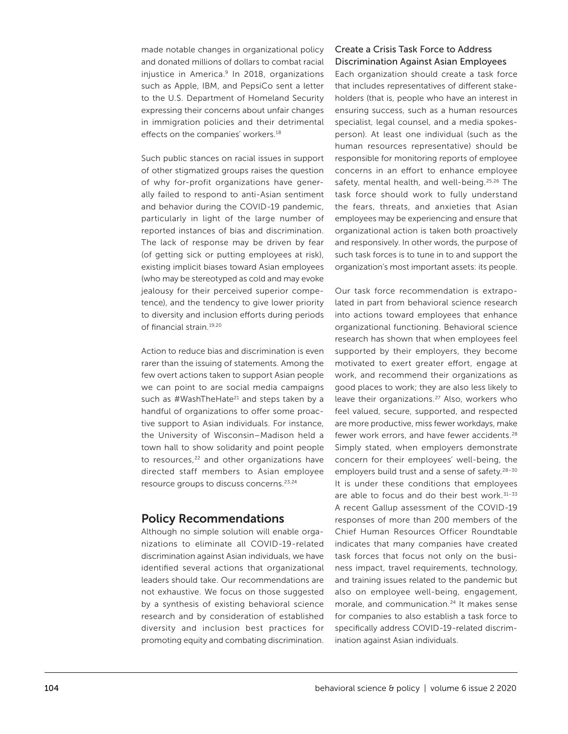made notable changes in organizational policy and donated millions of dollars to combat racial injustice in America.[9] In 2018, organizations such as Apple, IBM, and PepsiCo sent a letter to the U.S. Department of Homeland Security expressing their concerns about unfair changes in immigration policies and their detrimental effects on the companies' workers.[18]

Such public stances on racial issues in support of other stigmatized groups raises the question of why for-profit organizations have generally failed to respond to anti-Asian sentiment and behavior during the COVID-19 pandemic, particularly in light of the large number of reported instances of bias and discrimination. The lack of response may be driven by fear (of getting sick or putting employees at risk), existing implicit biases toward Asian employees (who may be stereotyped as cold and may evoke jealousy for their perceived superior competence), and the tendency to give lower priority to diversity and inclusion efforts during periods of financial strain.[19,20]

Action to reduce bias and discrimination is even rarer than the issuing of statements. Among the few overt actions taken to support Asian people we can point to are social media campaigns such as #WashTheHate[21] and steps taken by a handful of organizations to offer some proactive support to Asian individuals. For instance, the University of Wisconsin–Madison held a town hall to show solidarity and point people to resources,[22] and other organizations have directed staff members to Asian employee resource groups to discuss concerns.[23,24]

## Policy Recommendations

Although no simple solution will enable organizations to eliminate all COVID-19-related discrimination against Asian individuals, we have identified several actions that organizational leaders should take. Our recommendations are not exhaustive. We focus on those suggested by a synthesis of existing behavioral science research and by consideration of established diversity and inclusion best practices for promoting equity and combating discrimination.

### Create a Crisis Task Force to Address Discrimination Against Asian Employees

Each organization should create a task force that includes representatives of different stakeholders (that is, people who have an interest in ensuring success, such as a human resources specialist, legal counsel, and a media spokesperson). At least one individual (such as the human resources representative) should be responsible for monitoring reports of employee concerns in an effort to enhance employee safety, mental health, and well-being.[25,26] The task force should work to fully understand the fears, threats, and anxieties that Asian employees may be experiencing and ensure that organizational action is taken both proactively and responsively. In other words, the purpose of such task forces is to tune in to and support the organization's most important assets: its people.

Our task force recommendation is extrapolated in part from behavioral science research into actions toward employees that enhance organizational functioning. Behavioral science research has shown that when employees feel supported by their employers, they become motivated to exert greater effort, engage at work, and recommend their organizations as good places to work; they are also less likely to leave their organizations.[27] Also, workers who feel valued, secure, supported, and respected are more productive, miss fewer workdays, make fewer work errors, and have fewer accidents.[28] Simply stated, when employers demonstrate concern for their employees' well-being, the employers build trust and a sense of safety.[28–30] It is under these conditions that employees are able to focus and do their best work.[31–33] A recent Gallup assessment of the COVID-19 responses of more than 200 members of the Chief Human Resources Officer Roundtable indicates that many companies have created task forces that focus not only on the business impact, travel requirements, technology, and training issues related to the pandemic but also on employee well-being, engagement, morale, and communication.[24] It makes sense for companies to also establish a task force to specifically address COVID-19-related discrimination against Asian individuals.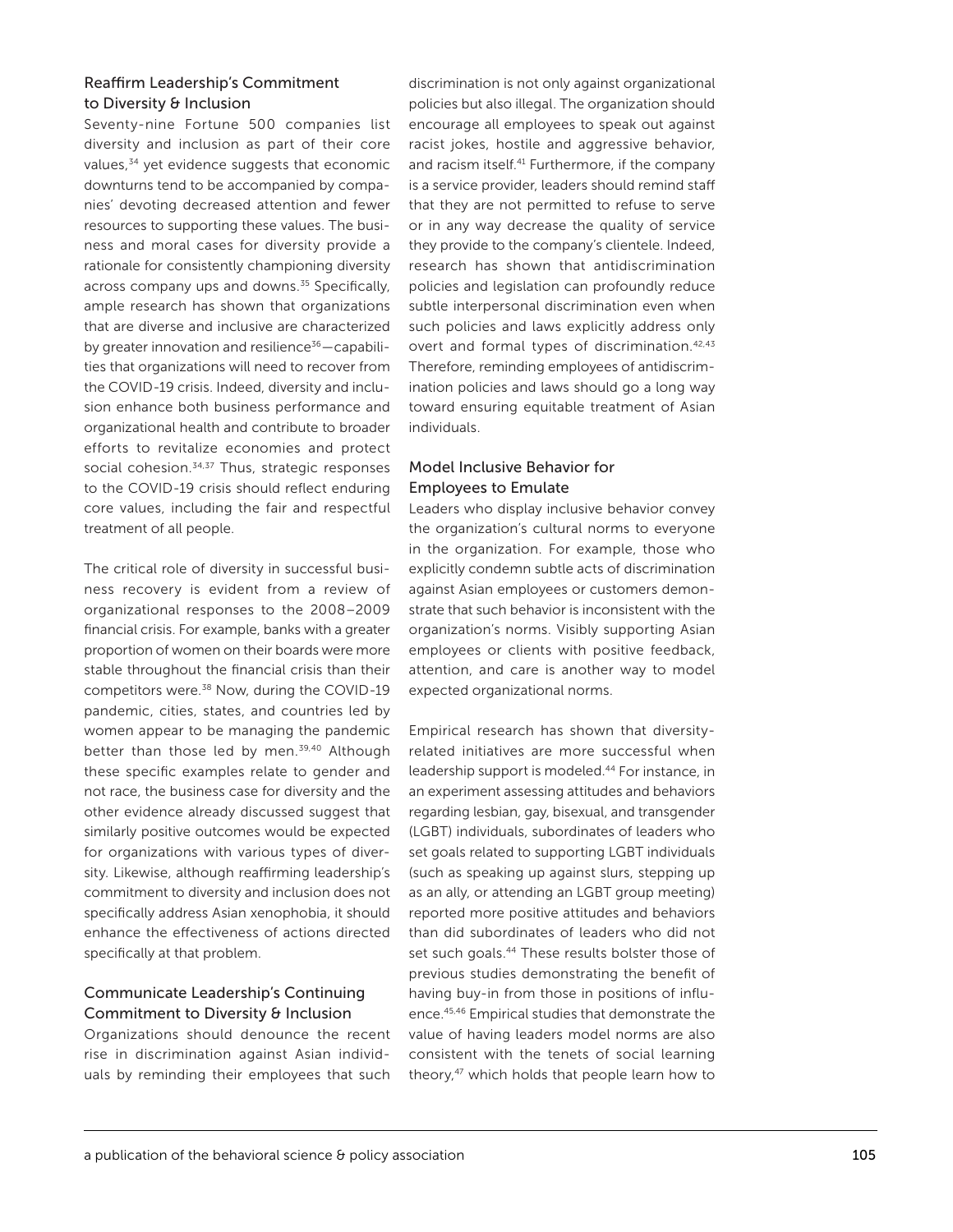### Reaffirm Leadership's Commitment to Diversity & Inclusion

Seventy-nine Fortune 500 companies list diversity and inclusion as part of their core values,[34] yet evidence suggests that economic downturns tend to be accompanied by companies' devoting decreased attention and fewer resources to supporting these values. The business and moral cases for diversity provide a rationale for consistently championing diversity across company ups and downs.[35] Specifically, ample research has shown that organizations that are diverse and inclusive are characterized by greater innovation and resilience[36]—capabilities that organizations will need to recover from the COVID-19 crisis. Indeed, diversity and inclusion enhance both business performance and organizational health and contribute to broader efforts to revitalize economies and protect social cohesion.[34,37] Thus, strategic responses to the COVID-19 crisis should reflect enduring core values, including the fair and respectful treatment of all people.

The critical role of diversity in successful business recovery is evident from a review of organizational responses to the 2008–2009 financial crisis. For example, banks with a greater proportion of women on their boards were more stable throughout the financial crisis than their competitors were.[38] Now, during the COVID-19 pandemic, cities, states, and countries led by women appear to be managing the pandemic better than those led by men.[39,40] Although these specific examples relate to gender and not race, the business case for diversity and the other evidence already discussed suggest that similarly positive outcomes would be expected for organizations with various types of diversity. Likewise, although reaffirming leadership's commitment to diversity and inclusion does not specifically address Asian xenophobia, it should enhance the effectiveness of actions directed specifically at that problem.

### Communicate Leadership's Continuing Commitment to Diversity & Inclusion

Organizations should denounce the recent rise in discrimination against Asian individuals by reminding their employees that such discrimination is not only against organizational policies but also illegal. The organization should encourage all employees to speak out against racist jokes, hostile and aggressive behavior, and racism itself.[41] Furthermore, if the company is a service provider, leaders should remind staff that they are not permitted to refuse to serve or in any way decrease the quality of service they provide to the company's clientele. Indeed, research has shown that antidiscrimination policies and legislation can profoundly reduce subtle interpersonal discrimination even when such policies and laws explicitly address only overt and formal types of discrimination.[42,43] Therefore, reminding employees of antidiscrimination policies and laws should go a long way toward ensuring equitable treatment of Asian individuals.

### Model Inclusive Behavior for Employees to Emulate

Leaders who display inclusive behavior convey the organization's cultural norms to everyone in the organization. For example, those who explicitly condemn subtle acts of discrimination against Asian employees or customers demonstrate that such behavior is inconsistent with the organization's norms. Visibly supporting Asian employees or clients with positive feedback, attention, and care is another way to model expected organizational norms.

Empirical research has shown that diversity-related initiatives are more successful when leadership support is modeled.[44] For instance, in an experiment assessing attitudes and behaviors regarding lesbian, gay, bisexual, and transgender (LGBT) individuals, subordinates of leaders who set goals related to supporting LGBT individuals (such as speaking up against slurs, stepping up as an ally, or attending an LGBT group meeting) reported more positive attitudes and behaviors than did subordinates of leaders who did not set such goals.[44] These results bolster those of previous studies demonstrating the benefit of having buy-in from those in positions of influence.[45,46] Empirical studies that demonstrate the value of having leaders model norms are also consistent with the tenets of social learning theory,[47] which holds that people learn how to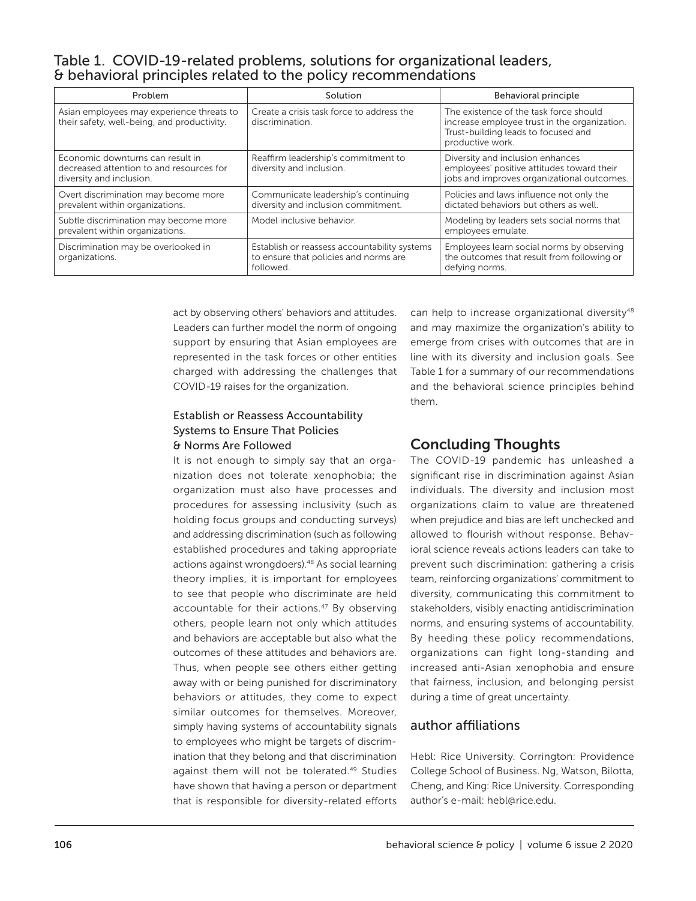Table 1. COVID-19-related problems, solutions for organizational leaders, & behavioral principles related to the policy recommendations

| Problem | Solution | Behavioral principle |
|---|---|---|
| Asian employees may experience threats to their safety, well-being, and productivity. | Create a crisis task force to address the discrimination. | The existence of the task force should increase employee trust in the organization. Trust-building leads to focused and productive work. |
| Economic downturns can result in decreased attention to and resources for diversity and inclusion. | Reaffirm leadership's commitment to diversity and inclusion. | Diversity and inclusion enhances employees' positive attitudes toward their jobs and improves organizational outcomes. |
| Overt discrimination may become more prevalent within organizations. | Communicate leadership's continuing diversity and inclusion commitment. | Policies and laws influence not only the dictated behaviors but others as well. |
| Subtle discrimination may become more prevalent within organizations. | Model inclusive behavior. | Modeling by leaders sets social norms that employees emulate. |
| Discrimination may be overlooked in organizations. | Establish or reassess accountability systems to ensure that policies and norms are followed. | Employees learn social norms by observing the outcomes that result from following or defying norms. |

act by observing others' behaviors and attitudes. Leaders can further model the norm of ongoing support by ensuring that Asian employees are represented in the task forces or other entities charged with addressing the challenges that COVID-19 raises for the organization.

### Establish or Reassess Accountability Systems to Ensure That Policies & Norms Are Followed

It is not enough to simply say that an organization does not tolerate xenophobia; the organization must also have processes and procedures for assessing inclusivity (such as holding focus groups and conducting surveys) and addressing discrimination (such as following established procedures and taking appropriate actions against wrongdoers).[48] As social learning theory implies, it is important for employees to see that people who discriminate are held accountable for their actions.[47] By observing others, people learn not only which attitudes and behaviors are acceptable but also what the outcomes of these attitudes and behaviors are. Thus, when people see others either getting away with or being punished for discriminatory behaviors or attitudes, they come to expect similar outcomes for themselves. Moreover, simply having systems of accountability signals to employees who might be targets of discrimination that they belong and that discrimination against them will not be tolerated.[49] Studies have shown that having a person or department that is responsible for diversity-related efforts can help to increase organizational diversity[48] and may maximize the organization's ability to emerge from crises with outcomes that are in line with its diversity and inclusion goals. See Table 1 for a summary of our recommendations and the behavioral science principles behind them.

## Concluding Thoughts

The COVID-19 pandemic has unleashed a significant rise in discrimination against Asian individuals. The diversity and inclusion most organizations claim to value are threatened when prejudice and bias are left unchecked and allowed to flourish without response. Behavioral science reveals actions leaders can take to prevent such discrimination: gathering a crisis team, reinforcing organizations' commitment to diversity, communicating this commitment to stakeholders, visibly enacting antidiscrimination norms, and ensuring systems of accountability. By heeding these policy recommendations, organizations can fight long-standing and increased anti-Asian xenophobia and ensure that fairness, inclusion, and belonging persist during a time of great uncertainty.

### author affiliations

Hebl: Rice University. Corrington: Providence College School of Business. Ng, Watson, Bilotta, Cheng, and King: Rice University. Corresponding author's e-mail: hebl@rice.edu.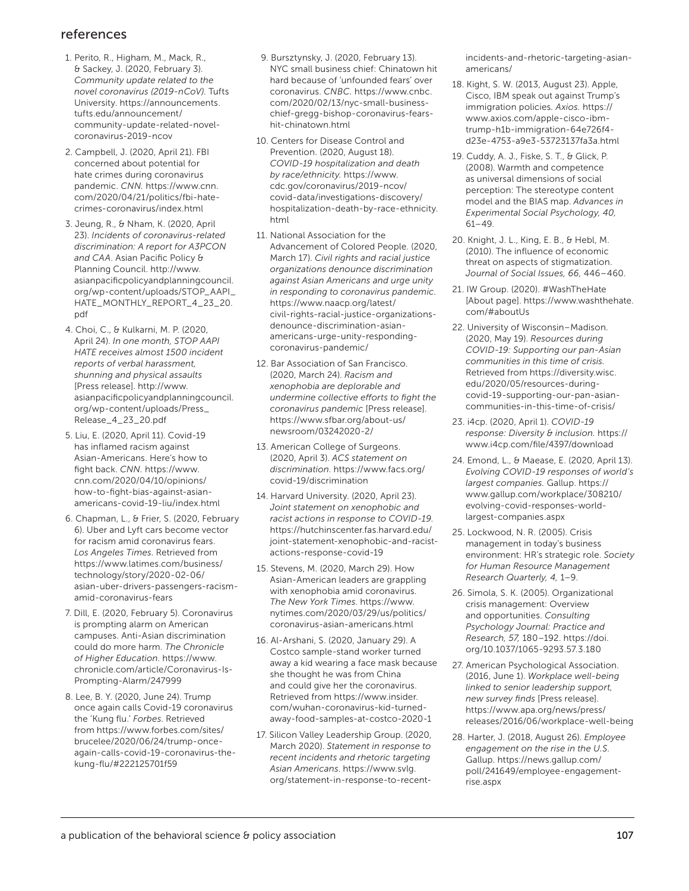## references

1. Perito, R., Higham, M., Mack, R., & Sackey, J. (2020, February 3). *Community update related to the novel coronavirus (2019-nCoV)*. Tufts University. https://announcements.tufts.edu/announcement/community-update-related-novel-coronavirus-2019-ncov

2. Campbell, J. (2020, April 21). FBI concerned about potential for hate crimes during coronavirus pandemic. *CNN*. https://www.cnn.com/2020/04/21/politics/fbi-hate-crimes-coronavirus/index.html

3. Jeung, R., & Nham, K. (2020, April 23). *Incidents of coronavirus-related discrimination: A report for A3PCON and CAA*. Asian Pacific Policy & Planning Council. http://www.asianpacificpolicyandplanningcouncil.org/wp-content/uploads/STOP_AAPI_HATE_MONTHLY_REPORT_4_23_20.pdf

4. Choi, C., & Kulkarni, M. P. (2020, April 24). *In one month, STOP AAPI HATE receives almost 1500 incident reports of verbal harassment, shunning and physical assaults* [Press release]. http://www.asianpacificpolicyandplanningcouncil.org/wp-content/uploads/Press_Release_4_23_20.pdf

5. Liu, E. (2020, April 11). Covid-19 has inflamed racism against Asian-Americans. Here's how to fight back. *CNN*. https://www.cnn.com/2020/04/10/opinions/how-to-fight-bias-against-asian-americans-covid-19-liu/index.html

6. Chapman, L., & Frier, S. (2020, February 6). Uber and Lyft cars become vector for racism amid coronavirus fears. *Los Angeles Times*. Retrieved from https://www.latimes.com/business/technology/story/2020-02-06/asian-uber-drivers-passengers-racism-amid-coronavirus-fears

7. Dill, E. (2020, February 5). Coronavirus is prompting alarm on American campuses. Anti-Asian discrimination could do more harm. *The Chronicle of Higher Education*. https://www.chronicle.com/article/Coronavirus-Is-Prompting-Alarm/247999

8. Lee, B. Y. (2020, June 24). Trump once again calls Covid-19 coronavirus the 'Kung flu.' *Forbes*. Retrieved from https://www.forbes.com/sites/brucelee/2020/06/24/trump-once-again-calls-covid-19-coronavirus-the-kung-flu/#222125701f59

9. Bursztynsky, J. (2020, February 13). NYC small business chief: Chinatown hit hard because of 'unfounded fears' over coronavirus. *CNBC*. https://www.cnbc.com/2020/02/13/nyc-small-business-chief-gregg-bishop-coronavirus-fears-hit-chinatown.html

10. Centers for Disease Control and Prevention. (2020, August 18). *COVID-19 hospitalization and death by race/ethnicity*. https://www.cdc.gov/coronavirus/2019-ncov/covid-data/investigations-discovery/hospitalization-death-by-race-ethnicity.html

11. National Association for the Advancement of Colored People. (2020, March 17). *Civil rights and racial justice organizations denounce discrimination against Asian Americans and urge unity in responding to coronavirus pandemic*. https://www.naacp.org/latest/civil-rights-racial-justice-organizations-denounce-discrimination-asian-americans-urge-unity-responding-coronavirus-pandemic/

12. Bar Association of San Francisco. (2020, March 24). *Racism and xenophobia are deplorable and undermine collective efforts to fight the coronavirus pandemic* [Press release]. https://www.sfbar.org/about-us/newsroom/03242020-2/

13. American College of Surgeons. (2020, April 3). *ACS statement on discrimination*. https://www.facs.org/covid-19/discrimination

14. Harvard University. (2020, April 23). *Joint statement on xenophobic and racist actions in response to COVID-19*. https://hutchinscenter.fas.harvard.edu/joint-statement-xenophobic-and-racist-actions-response-covid-19

15. Stevens, M. (2020, March 29). How Asian-American leaders are grappling with xenophobia amid coronavirus. *The New York Times*. https://www.nytimes.com/2020/03/29/us/politics/coronavirus-asian-americans.html

16. Al-Arshani, S. (2020, January 29). A Costco sample-stand worker turned away a kid wearing a face mask because she thought he was from China and could give her the coronavirus. Retrieved from https://www.insider.com/wuhan-coronavirus-kid-turned-away-food-samples-at-costco-2020-1

17. Silicon Valley Leadership Group. (2020, March 2020). *Statement in response to recent incidents and rhetoric targeting Asian Americans*. https://www.svlg.org/statement-in-response-to-recent-incidents-and-rhetoric-targeting-asian-americans/

18. Kight, S. W. (2013, August 23). Apple, Cisco, IBM speak out against Trump's immigration policies. *Axios*. https://www.axios.com/apple-cisco-ibm-trump-h1b-immigration-64e726f4-d23e-4753-a9e3-53723137fa3a.html

19. Cuddy, A. J., Fiske, S. T., & Glick, P. (2008). Warmth and competence as universal dimensions of social perception: The stereotype content model and the BIAS map. *Advances in Experimental Social Psychology, 40,* 61–49.

20. Knight, J. L., King, E. B., & Hebl, M. (2010). The influence of economic threat on aspects of stigmatization. *Journal of Social Issues, 66,* 446–460.

21. IW Group. (2020). #WashTheHate [About page]. https://www.washthehate.com/#aboutUs

22. University of Wisconsin–Madison. (2020, May 19). *Resources during COVID-19: Supporting our pan-Asian communities in this time of crisis*. Retrieved from https://diversity.wisc.edu/2020/05/resources-during-covid-19-supporting-our-pan-asian-communities-in-this-time-of-crisis/

23. i4cp. (2020, April 1). *COVID-19 response: Diversity & inclusion*. https://www.i4cp.com/file/4397/download

24. Emond, L., & Maease, E. (2020, April 13). *Evolving COVID-19 responses of world's largest companies*. Gallup. https://www.gallup.com/workplace/308210/evolving-covid-responses-world-largest-companies.aspx

25. Lockwood, N. R. (2005). Crisis management in today's business environment: HR's strategic role. *Society for Human Resource Management Research Quarterly, 4,* 1–9.

26. Simola, S. K. (2005). Organizational crisis management: Overview and opportunities. *Consulting Psychology Journal: Practice and Research, 57,* 180–192. https://doi.org/10.1037/1065-9293.57.3.180

27. American Psychological Association. (2016, June 1). *Workplace well-being linked to senior leadership support, new survey finds* [Press release]. https://www.apa.org/news/press/releases/2016/06/workplace-well-being

28. Harter, J. (2018, August 26). *Employee engagement on the rise in the U.S.* Gallup. https://news.gallup.com/poll/241649/employee-engagement-rise.aspx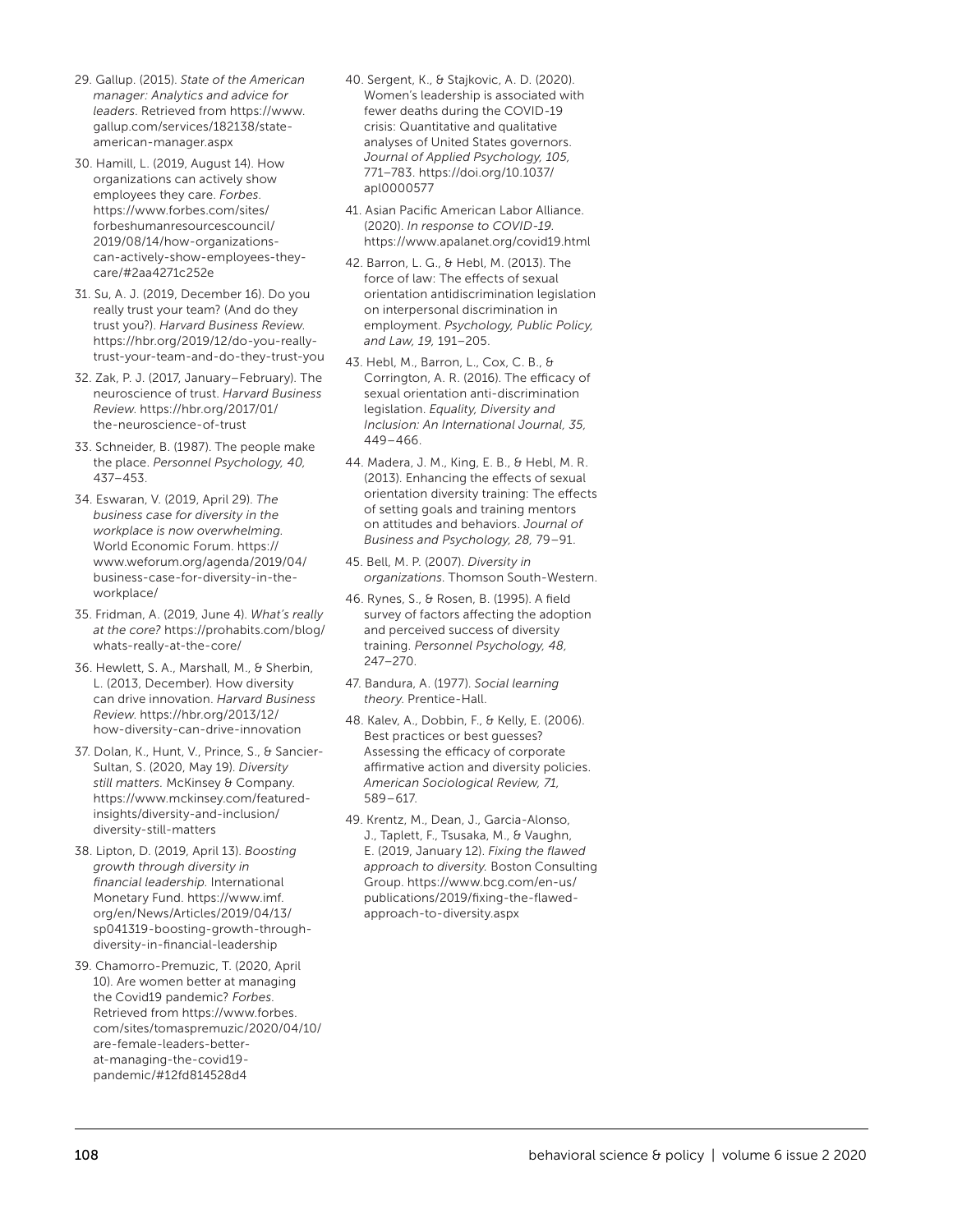29. Gallup. (2015). *State of the American manager: Analytics and advice for leaders.* Retrieved from https://www.gallup.com/services/182138/state-american-manager.aspx

30. Hamill, L. (2019, August 14). How organizations can actively show employees they care. *Forbes.* https://www.forbes.com/sites/forbeshumanresourcescouncil/2019/08/14/how-organizations-can-actively-show-employees-they-care/#2aa4271c252e

31. Su, A. J. (2019, December 16). Do you really trust your team? (And do they trust you?). *Harvard Business Review.* https://hbr.org/2019/12/do-you-really-trust-your-team-and-do-they-trust-you

32. Zak, P. J. (2017, January–February). The neuroscience of trust. *Harvard Business Review.* https://hbr.org/2017/01/the-neuroscience-of-trust

33. Schneider, B. (1987). The people make the place. *Personnel Psychology, 40,* 437–453.

34. Eswaran, V. (2019, April 29). *The business case for diversity in the workplace is now overwhelming.* World Economic Forum. https://www.weforum.org/agenda/2019/04/business-case-for-diversity-in-the-workplace/

35. Fridman, A. (2019, June 4). *What's really at the core?* https://prohabits.com/blog/whats-really-at-the-core/

36. Hewlett, S. A., Marshall, M., & Sherbin, L. (2013, December). How diversity can drive innovation. *Harvard Business Review.* https://hbr.org/2013/12/how-diversity-can-drive-innovation

37. Dolan, K., Hunt, V., Prince, S., & Sancier-Sultan, S. (2020, May 19). *Diversity still matters.* McKinsey & Company. https://www.mckinsey.com/featured-insights/diversity-and-inclusion/diversity-still-matters

38. Lipton, D. (2019, April 13). *Boosting growth through diversity in financial leadership.* International Monetary Fund. https://www.imf.org/en/News/Articles/2019/04/13/sp041319-boosting-growth-through-diversity-in-financial-leadership

39. Chamorro-Premuzic, T. (2020, April 10). Are women better at managing the Covid19 pandemic? *Forbes.* Retrieved from https://www.forbes.com/sites/tomaspremuzic/2020/04/10/are-female-leaders-better-at-managing-the-covid19-pandemic/#12fd814528d4

40. Sergent, K., & Stajkovic, A. D. (2020). Women's leadership is associated with fewer deaths during the COVID-19 crisis: Quantitative and qualitative analyses of United States governors. *Journal of Applied Psychology, 105,* 771–783. https://doi.org/10.1037/apl0000577

41. Asian Pacific American Labor Alliance. (2020). *In response to COVID-19.* https://www.apalanet.org/covid19.html

42. Barron, L. G., & Hebl, M. (2013). The force of law: The effects of sexual orientation antidiscrimination legislation on interpersonal discrimination in employment. *Psychology, Public Policy, and Law, 19,* 191–205.

43. Hebl, M., Barron, L., Cox, C. B., & Corrington, A. R. (2016). The efficacy of sexual orientation anti-discrimination legislation. *Equality, Diversity and Inclusion: An International Journal, 35,* 449–466.

44. Madera, J. M., King, E. B., & Hebl, M. R. (2013). Enhancing the effects of sexual orientation diversity training: The effects of setting goals and training mentors on attitudes and behaviors. *Journal of Business and Psychology, 28,* 79–91.

45. Bell, M. P. (2007). *Diversity in organizations.* Thomson South-Western.

46. Rynes, S., & Rosen, B. (1995). A field survey of factors affecting the adoption and perceived success of diversity training. *Personnel Psychology, 48,* 247–270.

47. Bandura, A. (1977). *Social learning theory.* Prentice-Hall.

48. Kalev, A., Dobbin, F., & Kelly, E. (2006). Best practices or best guesses? Assessing the efficacy of corporate affirmative action and diversity policies. *American Sociological Review, 71,* 589–617.

49. Krentz, M., Dean, J., Garcia-Alonso, J., Taplett, F., Tsusaka, M., & Vaughn, E. (2019, January 12). *Fixing the flawed approach to diversity.* Boston Consulting Group. https://www.bcg.com/en-us/publications/2019/fixing-the-flawed-approach-to-diversity.aspx